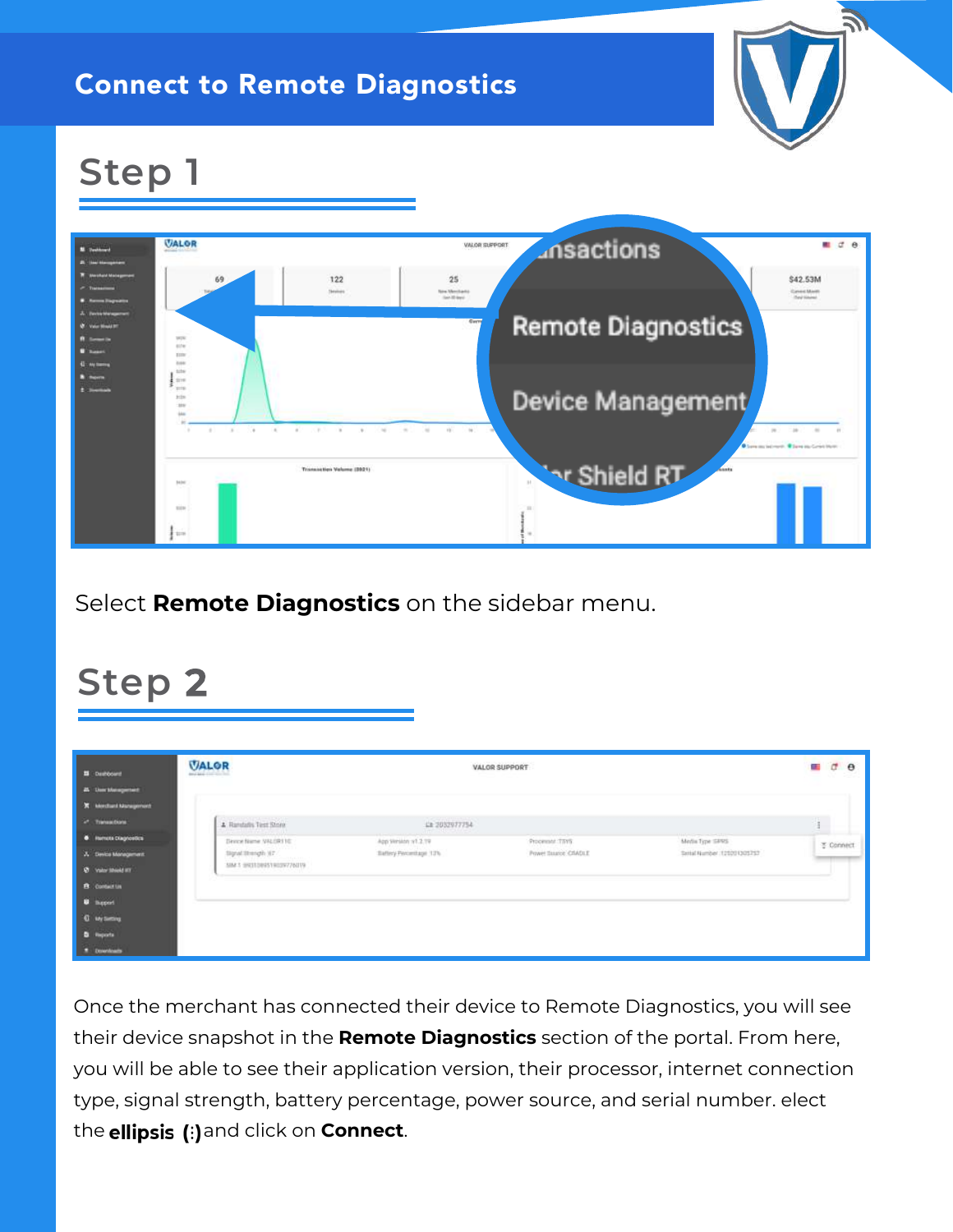# Connect to Remote Diagnostics

## Step 1

Select **Remote Diagnostics** on the sidebar menu.

## Step 2

Once the merchant has connected their device to Remote Diagnostics, you will see their device snapshot in the **Remote Diagnostics** section of the portal. From here, you will be able to see their application version, their processor, internet connection type, signal strength, battery percentage, power source, and serial number. elect the **ellipsis (⋮)** and click on **Connect**.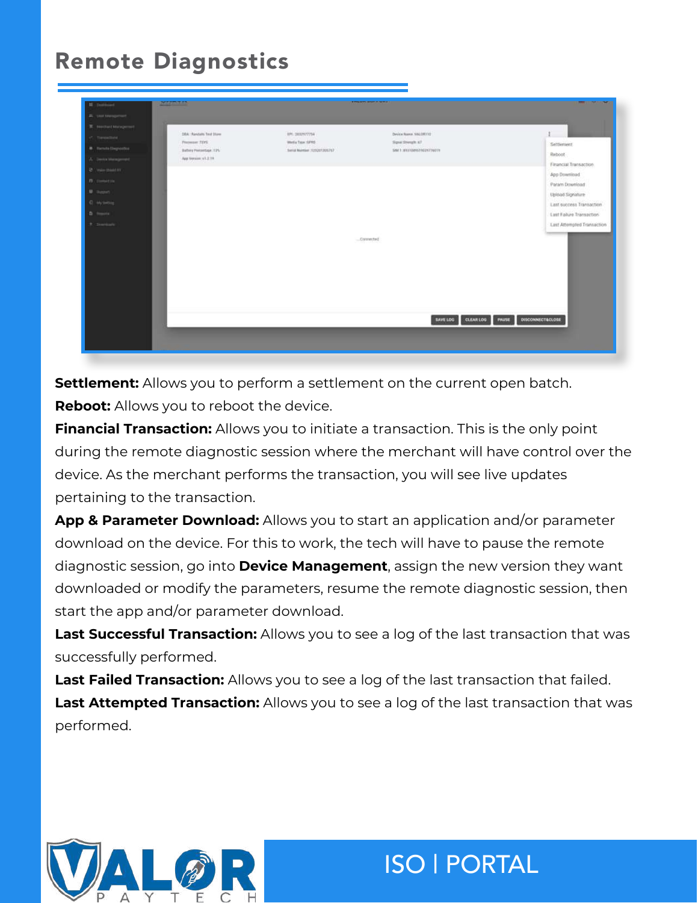# Remote Diagnostics

**Settlement:** Allows you to perform a settlement on the current open batch.

**Reboot:** Allows you to reboot the device.

**Financial Transaction:** Allows you to initiate a transaction. This is the only point during the remote diagnostic session where the merchant will have control over the device. As the merchant performs the transaction, you will see live updates pertaining to the transaction.

**App & Parameter Download:** Allows you to start an application and/or parameter download on the device. For this to work, the tech will have to pause the remote diagnostic session, go into **Device Management**, assign the new version they want downloaded or modify the parameters, resume the remote diagnostic session, then start the app and/or parameter download.

**Last Successful Transaction:** Allows you to see a log of the last transaction that was successfully performed.

**Last Failed Transaction:** Allows you to see a log of the last transaction that failed.

**Last Attempted Transaction:** Allows you to see a log of the last transaction that was performed.